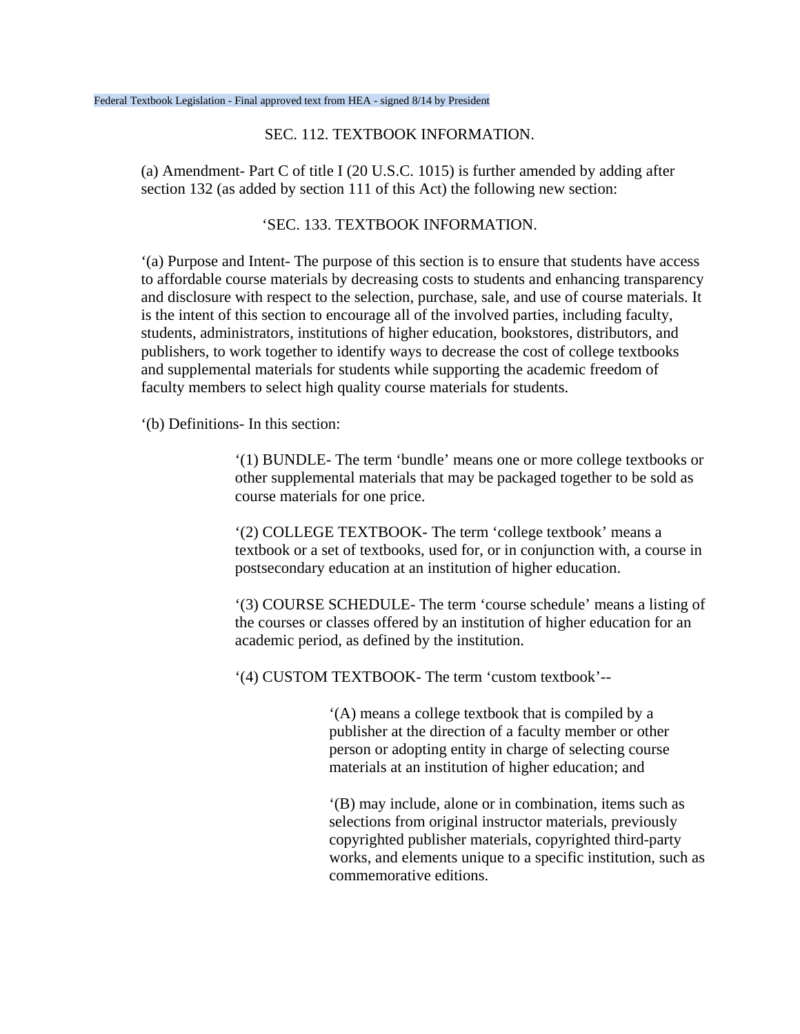Federal Textbook Legislation - Final approved text from HEA - signed 8/14 by President

## SEC. 112. TEXTBOOK INFORMATION.

(a) Amendment- Part C of title I (20 U.S.C. 1015) is further amended by adding after section 132 (as added by section 111 of this Act) the following new section:

### ‘SEC. 133. TEXTBOOK INFORMATION.

‘(a) Purpose and Intent- The purpose of this section is to ensure that students have access to affordable course materials by decreasing costs to students and enhancing transparency and disclosure with respect to the selection, purchase, sale, and use of course materials. It is the intent of this section to encourage all of the involved parties, including faculty, students, administrators, institutions of higher education, bookstores, distributors, and publishers, to work together to identify ways to decrease the cost of college textbooks and supplemental materials for students while supporting the academic freedom of faculty members to select high quality course materials for students.

‘(b) Definitions- In this section:

> ‘(1) BUNDLE- The term ‘bundle’ means one or more college textbooks or other supplemental materials that may be packaged together to be sold as course materials for one price.
>
> ‘(2) COLLEGE TEXTBOOK- The term ‘college textbook’ means a textbook or a set of textbooks, used for, or in conjunction with, a course in postsecondary education at an institution of higher education.
>
> ‘(3) COURSE SCHEDULE- The term ‘course schedule’ means a listing of the courses or classes offered by an institution of higher education for an academic period, as defined by the institution.
>
> ‘(4) CUSTOM TEXTBOOK- The term ‘custom textbook’--
>
> > ‘(A) means a college textbook that is compiled by a publisher at the direction of a faculty member or other person or adopting entity in charge of selecting course materials at an institution of higher education; and
> >
> > ‘(B) may include, alone or in combination, items such as selections from original instructor materials, previously copyrighted publisher materials, copyrighted third-party works, and elements unique to a specific institution, such as commemorative editions.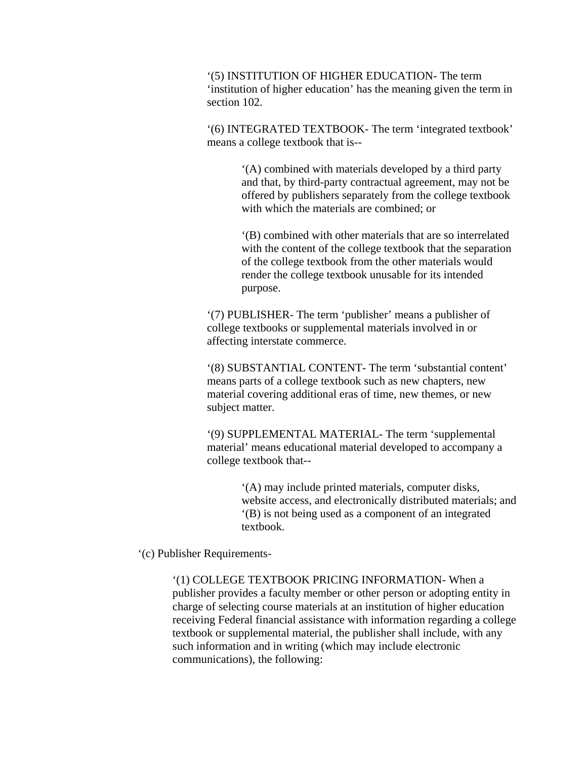‘(5) INSTITUTION OF HIGHER EDUCATION- The term ‘institution of higher education’ has the meaning given the term in section 102.

‘(6) INTEGRATED TEXTBOOK- The term ‘integrated textbook’ means a college textbook that is--

> ‘(A) combined with materials developed by a third party and that, by third-party contractual agreement, may not be offered by publishers separately from the college textbook with which the materials are combined; or
>
> ‘(B) combined with other materials that are so interrelated with the content of the college textbook that the separation of the college textbook from the other materials would render the college textbook unusable for its intended purpose.

‘(7) PUBLISHER- The term ‘publisher’ means a publisher of college textbooks or supplemental materials involved in or affecting interstate commerce.

‘(8) SUBSTANTIAL CONTENT- The term ‘substantial content’ means parts of a college textbook such as new chapters, new material covering additional eras of time, new themes, or new subject matter.

‘(9) SUPPLEMENTAL MATERIAL- The term ‘supplemental material’ means educational material developed to accompany a college textbook that--

> ‘(A) may include printed materials, computer disks, website access, and electronically distributed materials; and
> ‘(B) is not being used as a component of an integrated textbook.

‘(c) Publisher Requirements-

‘(1) COLLEGE TEXTBOOK PRICING INFORMATION- When a publisher provides a faculty member or other person or adopting entity in charge of selecting course materials at an institution of higher education receiving Federal financial assistance with information regarding a college textbook or supplemental material, the publisher shall include, with any such information and in writing (which may include electronic communications), the following: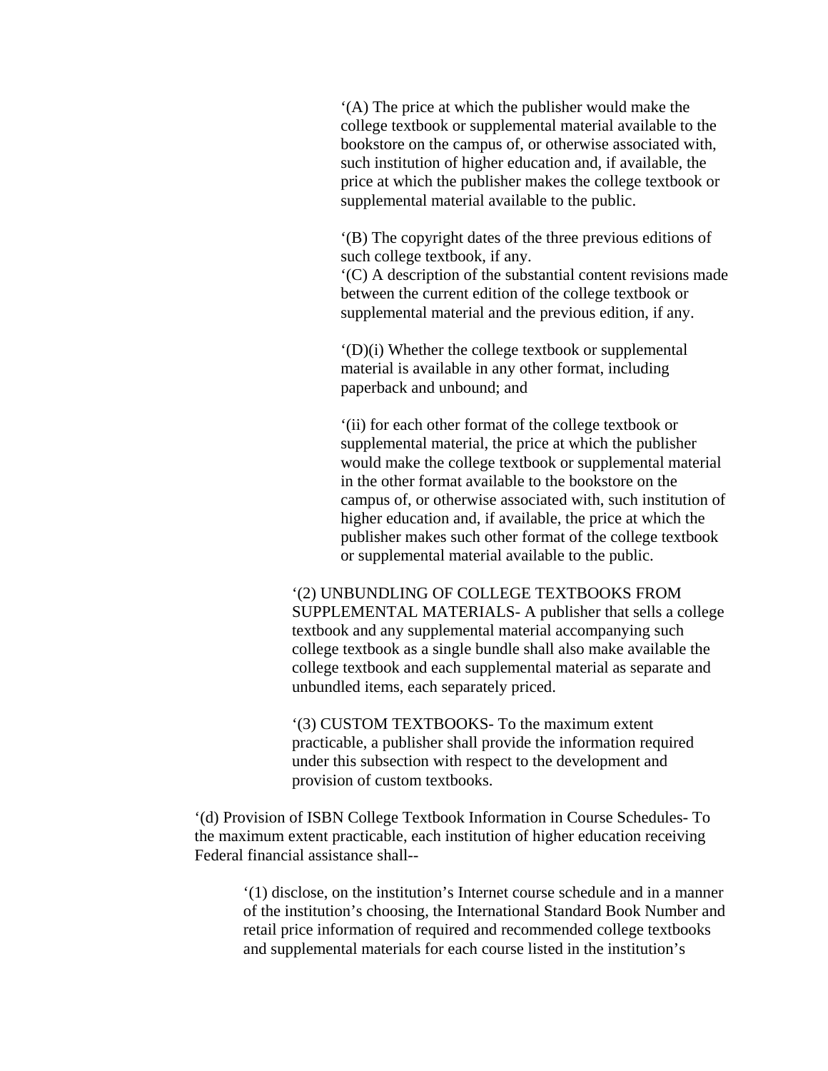‘(A) The price at which the publisher would make the college textbook or supplemental material available to the bookstore on the campus of, or otherwise associated with, such institution of higher education and, if available, the price at which the publisher makes the college textbook or supplemental material available to the public.

‘(B) The copyright dates of the three previous editions of such college textbook, if any.

‘(C) A description of the substantial content revisions made between the current edition of the college textbook or supplemental material and the previous edition, if any.

‘(D)(i) Whether the college textbook or supplemental material is available in any other format, including paperback and unbound; and

‘(ii) for each other format of the college textbook or supplemental material, the price at which the publisher would make the college textbook or supplemental material in the other format available to the bookstore on the campus of, or otherwise associated with, such institution of higher education and, if available, the price at which the publisher makes such other format of the college textbook or supplemental material available to the public.

‘(2) UNBUNDLING OF COLLEGE TEXTBOOKS FROM SUPPLEMENTAL MATERIALS- A publisher that sells a college textbook and any supplemental material accompanying such college textbook as a single bundle shall also make available the college textbook and each supplemental material as separate and unbundled items, each separately priced.

‘(3) CUSTOM TEXTBOOKS- To the maximum extent practicable, a publisher shall provide the information required under this subsection with respect to the development and provision of custom textbooks.

‘(d) Provision of ISBN College Textbook Information in Course Schedules- To the maximum extent practicable, each institution of higher education receiving Federal financial assistance shall--

‘(1) disclose, on the institution’s Internet course schedule and in a manner of the institution’s choosing, the International Standard Book Number and retail price information of required and recommended college textbooks and supplemental materials for each course listed in the institution’s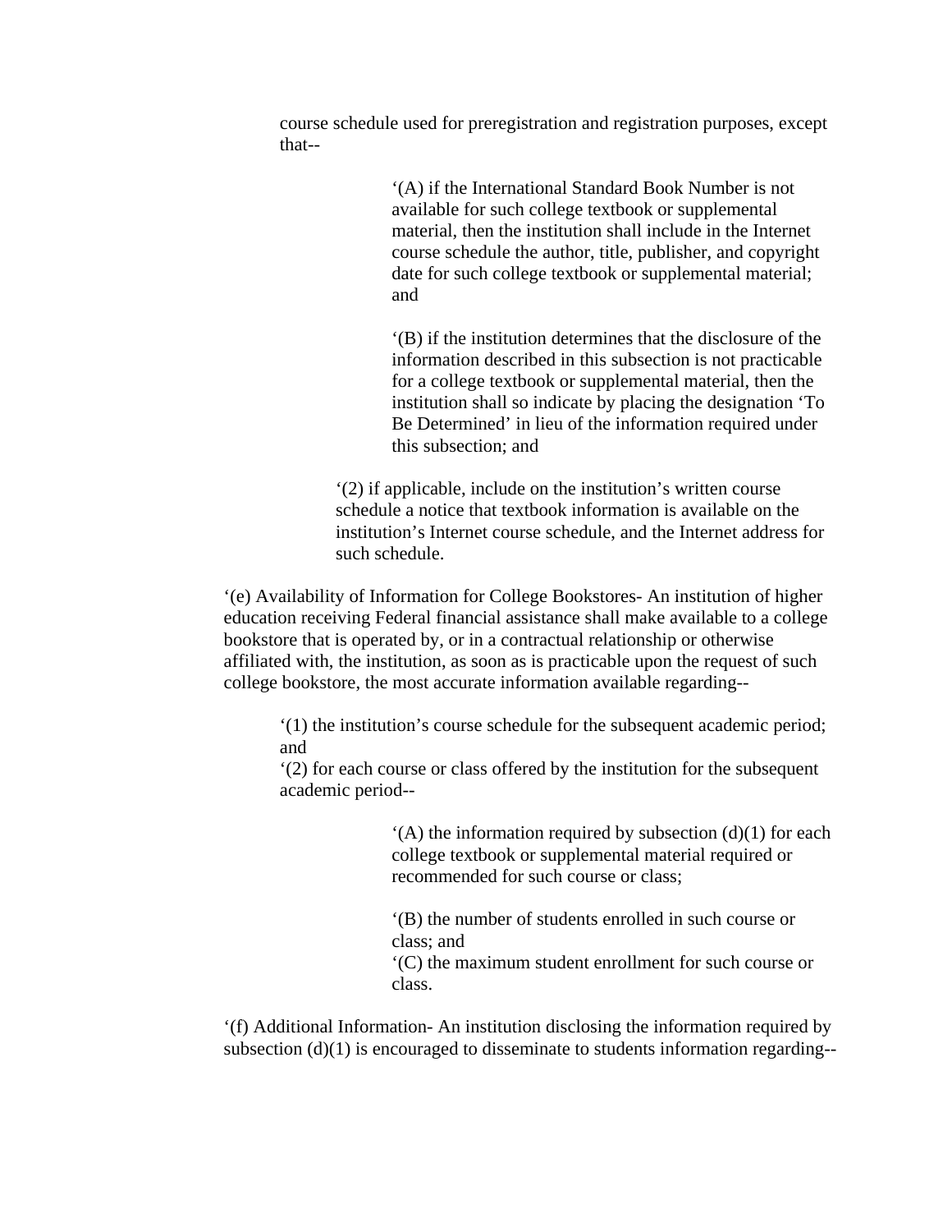course schedule used for preregistration and registration purposes, except that--

> ‘(A) if the International Standard Book Number is not available for such college textbook or supplemental material, then the institution shall include in the Internet course schedule the author, title, publisher, and copyright date for such college textbook or supplemental material; and
>
> ‘(B) if the institution determines that the disclosure of the information described in this subsection is not practicable for a college textbook or supplemental material, then the institution shall so indicate by placing the designation ‘To Be Determined’ in lieu of the information required under this subsection; and

‘(2) if applicable, include on the institution’s written course schedule a notice that textbook information is available on the institution’s Internet course schedule, and the Internet address for such schedule.

‘(e) Availability of Information for College Bookstores- An institution of higher education receiving Federal financial assistance shall make available to a college bookstore that is operated by, or in a contractual relationship or otherwise affiliated with, the institution, as soon as is practicable upon the request of such college bookstore, the most accurate information available regarding--

‘(1) the institution’s course schedule for the subsequent academic period; and

‘(2) for each course or class offered by the institution for the subsequent academic period--

> ‘(A) the information required by subsection (d)(1) for each college textbook or supplemental material required or recommended for such course or class;
>
> ‘(B) the number of students enrolled in such course or class; and
>
> ‘(C) the maximum student enrollment for such course or class.

‘(f) Additional Information- An institution disclosing the information required by subsection (d)(1) is encouraged to disseminate to students information regarding--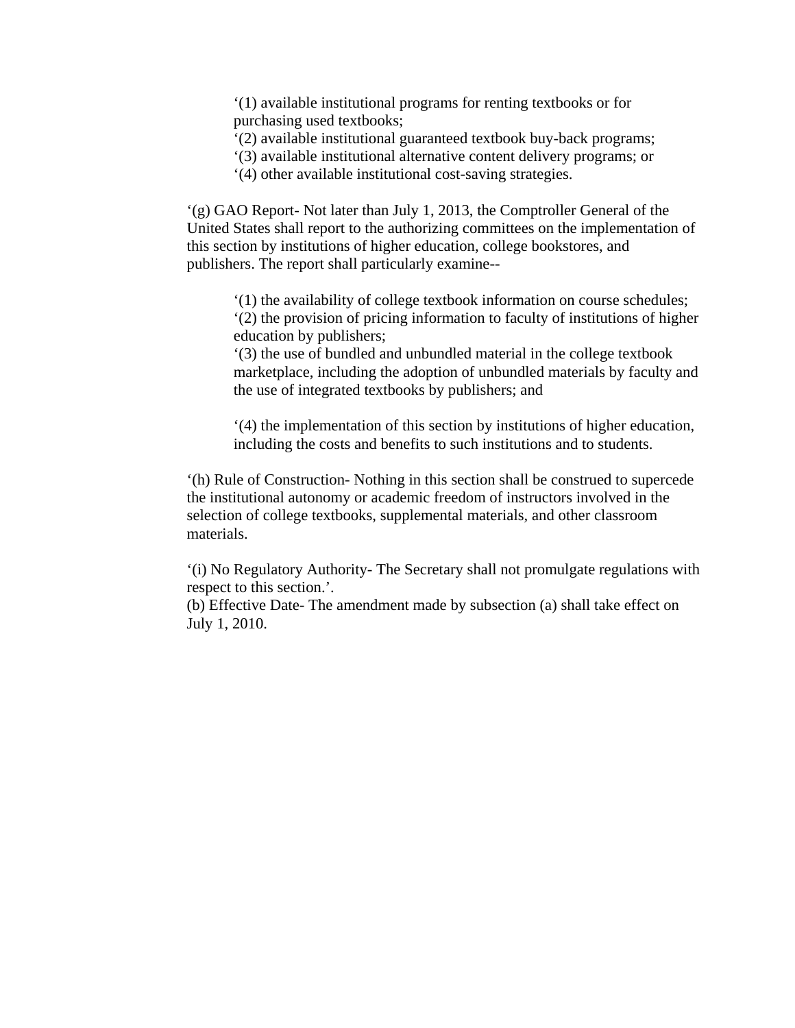'(1) available institutional programs for renting textbooks or for purchasing used textbooks;

'(2) available institutional guaranteed textbook buy-back programs;

'(3) available institutional alternative content delivery programs; or

'(4) other available institutional cost-saving strategies.

'(g) GAO Report- Not later than July 1, 2013, the Comptroller General of the United States shall report to the authorizing committees on the implementation of this section by institutions of higher education, college bookstores, and publishers. The report shall particularly examine--

'(1) the availability of college textbook information on course schedules;

'(2) the provision of pricing information to faculty of institutions of higher education by publishers;

'(3) the use of bundled and unbundled material in the college textbook marketplace, including the adoption of unbundled materials by faculty and the use of integrated textbooks by publishers; and

'(4) the implementation of this section by institutions of higher education, including the costs and benefits to such institutions and to students.

'(h) Rule of Construction- Nothing in this section shall be construed to supercede the institutional autonomy or academic freedom of instructors involved in the selection of college textbooks, supplemental materials, and other classroom materials.

'(i) No Regulatory Authority- The Secretary shall not promulgate regulations with respect to this section.'.

(b) Effective Date- The amendment made by subsection (a) shall take effect on July 1, 2010.